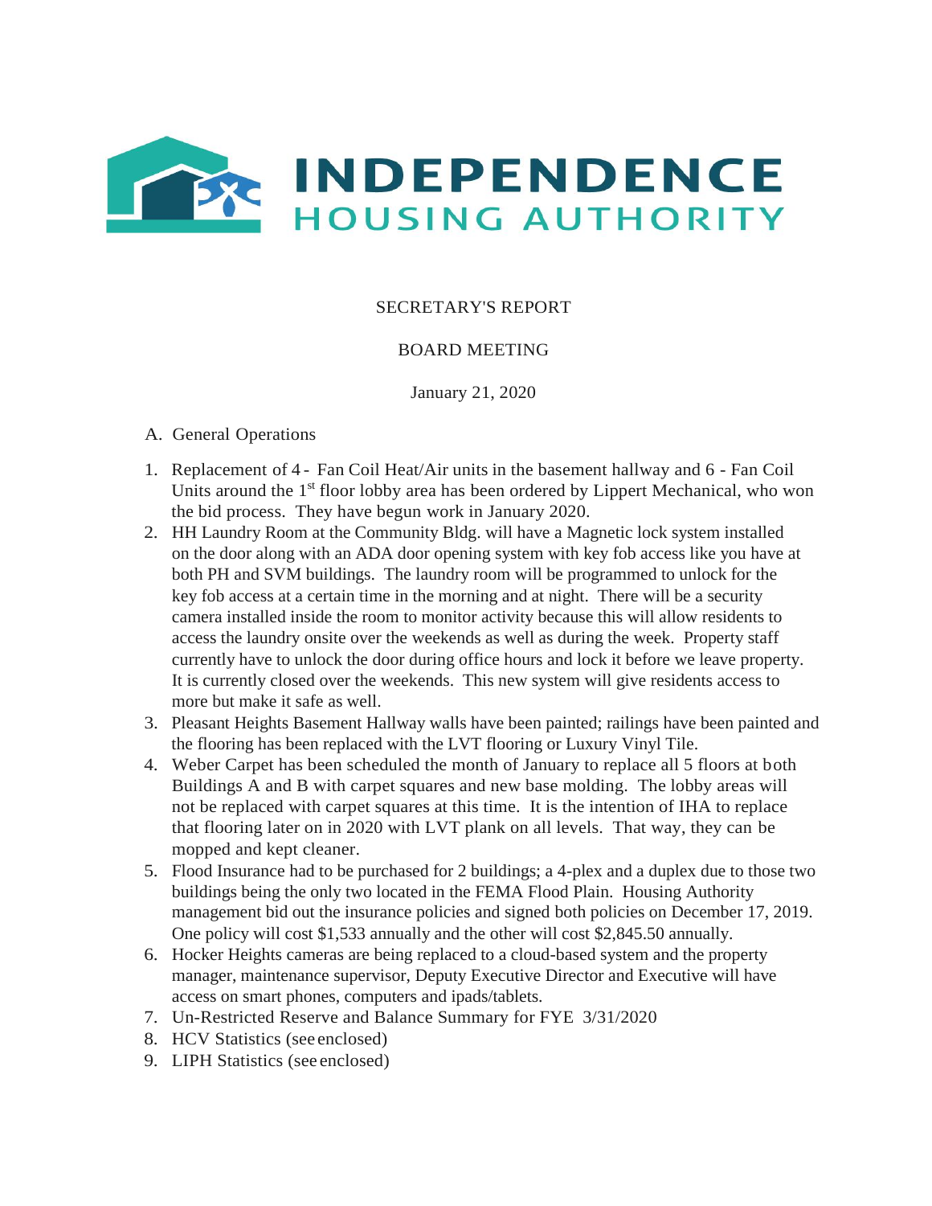# INDEPENDENCE HOUSING AUTHORITY

SECRETARY'S REPORT

BOARD MEETING

January 21, 2020

A. General Operations

1. Replacement of 4 - Fan Coil Heat/Air units in the basement hallway and 6 - Fan Coil Units around the 1st floor lobby area has been ordered by Lippert Mechanical, who won the bid process. They have begun work in January 2020.
2. HH Laundry Room at the Community Bldg. will have a Magnetic lock system installed on the door along with an ADA door opening system with key fob access like you have at both PH and SVM buildings. The laundry room will be programmed to unlock for the key fob access at a certain time in the morning and at night. There will be a security camera installed inside the room to monitor activity because this will allow residents to access the laundry onsite over the weekends as well as during the week. Property staff currently have to unlock the door during office hours and lock it before we leave property. It is currently closed over the weekends. This new system will give residents access to more but make it safe as well.
3. Pleasant Heights Basement Hallway walls have been painted; railings have been painted and the flooring has been replaced with the LVT flooring or Luxury Vinyl Tile.
4. Weber Carpet has been scheduled the month of January to replace all 5 floors at both Buildings A and B with carpet squares and new base molding. The lobby areas will not be replaced with carpet squares at this time. It is the intention of IHA to replace that flooring later on in 2020 with LVT plank on all levels. That way, they can be mopped and kept cleaner.
5. Flood Insurance had to be purchased for 2 buildings; a 4-plex and a duplex due to those two buildings being the only two located in the FEMA Flood Plain. Housing Authority management bid out the insurance policies and signed both policies on December 17, 2019. One policy will cost $1,533 annually and the other will cost $2,845.50 annually.
6. Hocker Heights cameras are being replaced to a cloud-based system and the property manager, maintenance supervisor, Deputy Executive Director and Executive will have access on smart phones, computers and ipads/tablets.
7. Un-Restricted Reserve and Balance Summary for FYE 3/31/2020
8. HCV Statistics (see enclosed)
9. LIPH Statistics (see enclosed)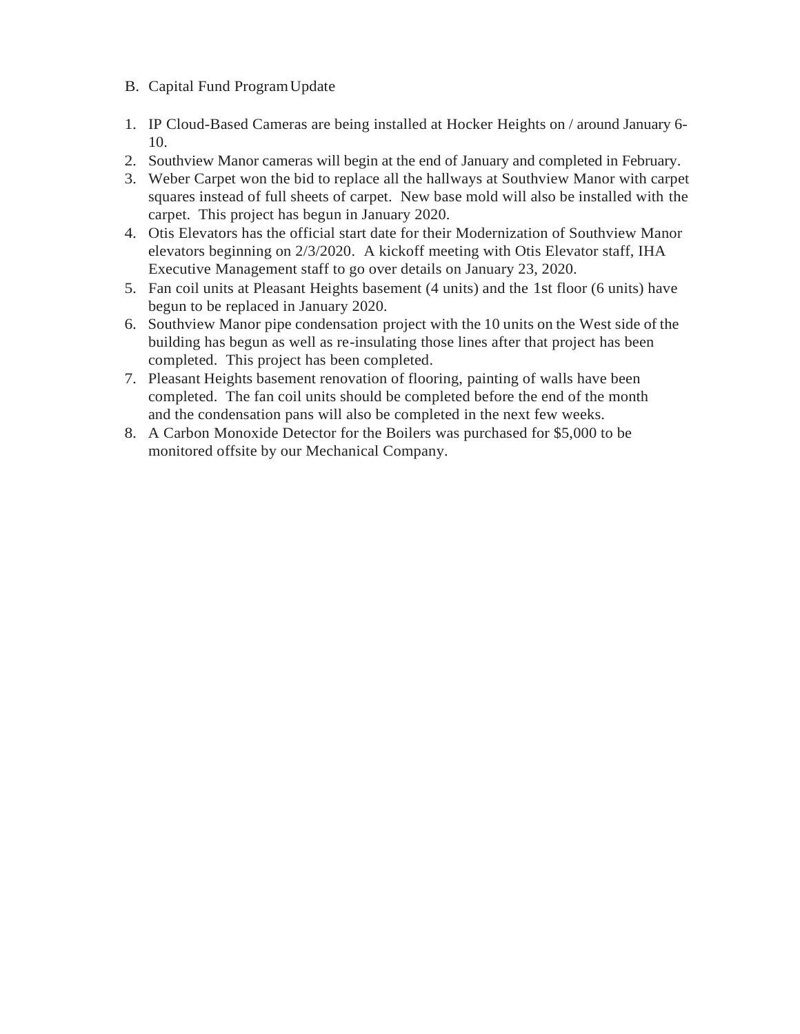B. Capital Fund Program Update

1. IP Cloud-Based Cameras are being installed at Hocker Heights on / around January 6-10.
2. Southview Manor cameras will begin at the end of January and completed in February.
3. Weber Carpet won the bid to replace all the hallways at Southview Manor with carpet squares instead of full sheets of carpet. New base mold will also be installed with the carpet. This project has begun in January 2020.
4. Otis Elevators has the official start date for their Modernization of Southview Manor elevators beginning on 2/3/2020. A kickoff meeting with Otis Elevator staff, IHA Executive Management staff to go over details on January 23, 2020.
5. Fan coil units at Pleasant Heights basement (4 units) and the 1st floor (6 units) have begun to be replaced in January 2020.
6. Southview Manor pipe condensation project with the 10 units on the West side of the building has begun as well as re-insulating those lines after that project has been completed. This project has been completed.
7. Pleasant Heights basement renovation of flooring, painting of walls have been completed. The fan coil units should be completed before the end of the month and the condensation pans will also be completed in the next few weeks.
8. A Carbon Monoxide Detector for the Boilers was purchased for $5,000 to be monitored offsite by our Mechanical Company.